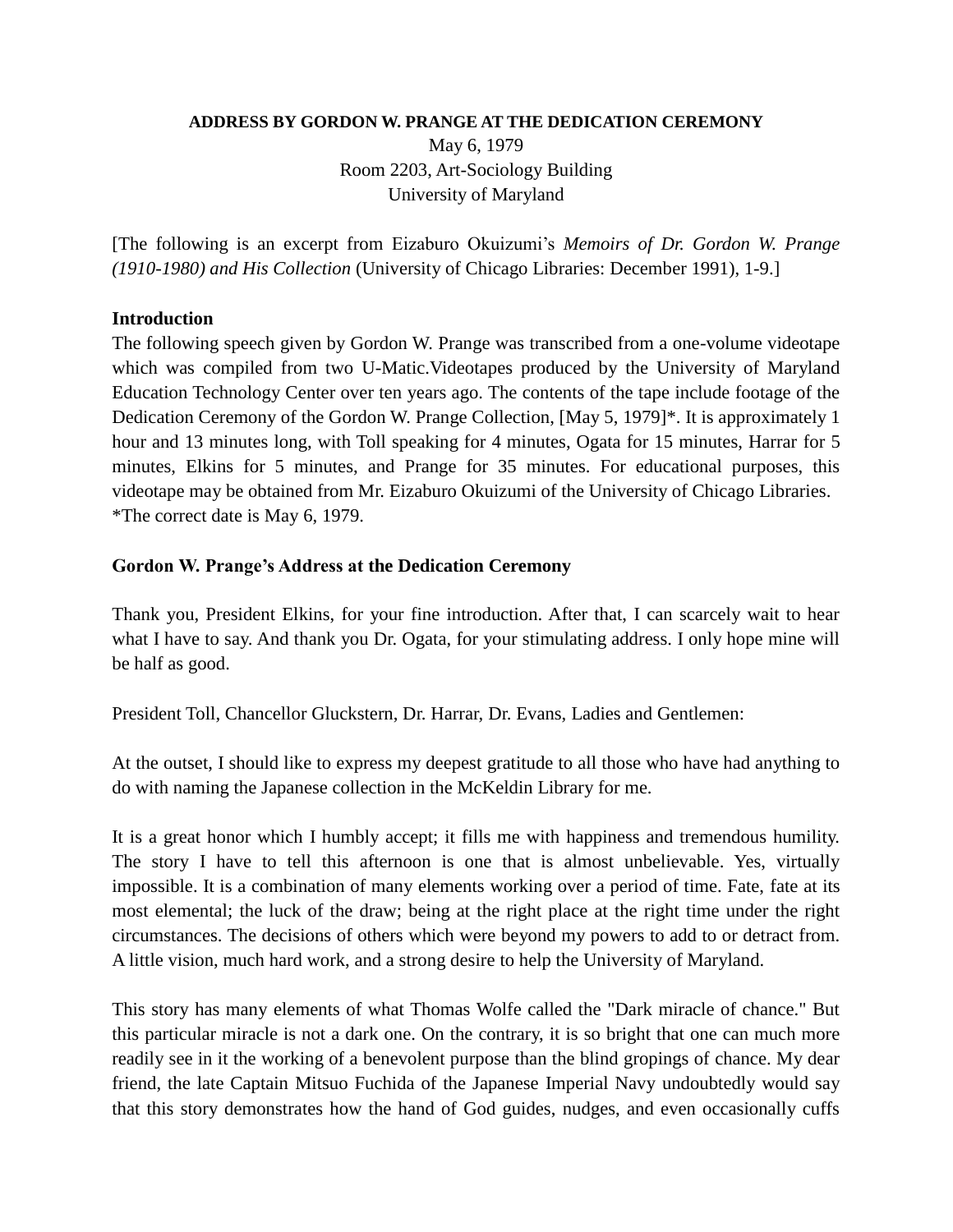**ADDRESS BY GORDON W. PRANGE AT THE DEDICATION CEREMONY**

May 6, 1979
Room 2203, Art-Sociology Building
University of Maryland

[The following is an excerpt from Eizaburo Okuizumi's *Memoirs of Dr. Gordon W. Prange (1910-1980) and His Collection* (University of Chicago Libraries: December 1991), 1-9.]

**Introduction**

The following speech given by Gordon W. Prange was transcribed from a one-volume videotape which was compiled from two U-Matic.Videotapes produced by the University of Maryland Education Technology Center over ten years ago. The contents of the tape include footage of the Dedication Ceremony of the Gordon W. Prange Collection, [May 5, 1979]*. It is approximately 1 hour and 13 minutes long, with Toll speaking for 4 minutes, Ogata for 15 minutes, Harrar for 5 minutes, Elkins for 5 minutes, and Prange for 35 minutes. For educational purposes, this videotape may be obtained from Mr. Eizaburo Okuizumi of the University of Chicago Libraries.
*The correct date is May 6, 1979.

**Gordon W. Prange's Address at the Dedication Ceremony**

Thank you, President Elkins, for your fine introduction. After that, I can scarcely wait to hear what I have to say. And thank you Dr. Ogata, for your stimulating address. I only hope mine will be half as good.

President Toll, Chancellor Gluckstern, Dr. Harrar, Dr. Evans, Ladies and Gentlemen:

At the outset, I should like to express my deepest gratitude to all those who have had anything to do with naming the Japanese collection in the McKeldin Library for me.

It is a great honor which I humbly accept; it fills me with happiness and tremendous humility. The story I have to tell this afternoon is one that is almost unbelievable. Yes, virtually impossible. It is a combination of many elements working over a period of time. Fate, fate at its most elemental; the luck of the draw; being at the right place at the right time under the right circumstances. The decisions of others which were beyond my powers to add to or detract from. A little vision, much hard work, and a strong desire to help the University of Maryland.

This story has many elements of what Thomas Wolfe called the "Dark miracle of chance." But this particular miracle is not a dark one. On the contrary, it is so bright that one can much more readily see in it the working of a benevolent purpose than the blind gropings of chance. My dear friend, the late Captain Mitsuo Fuchida of the Japanese Imperial Navy undoubtedly would say that this story demonstrates how the hand of God guides, nudges, and even occasionally cuffs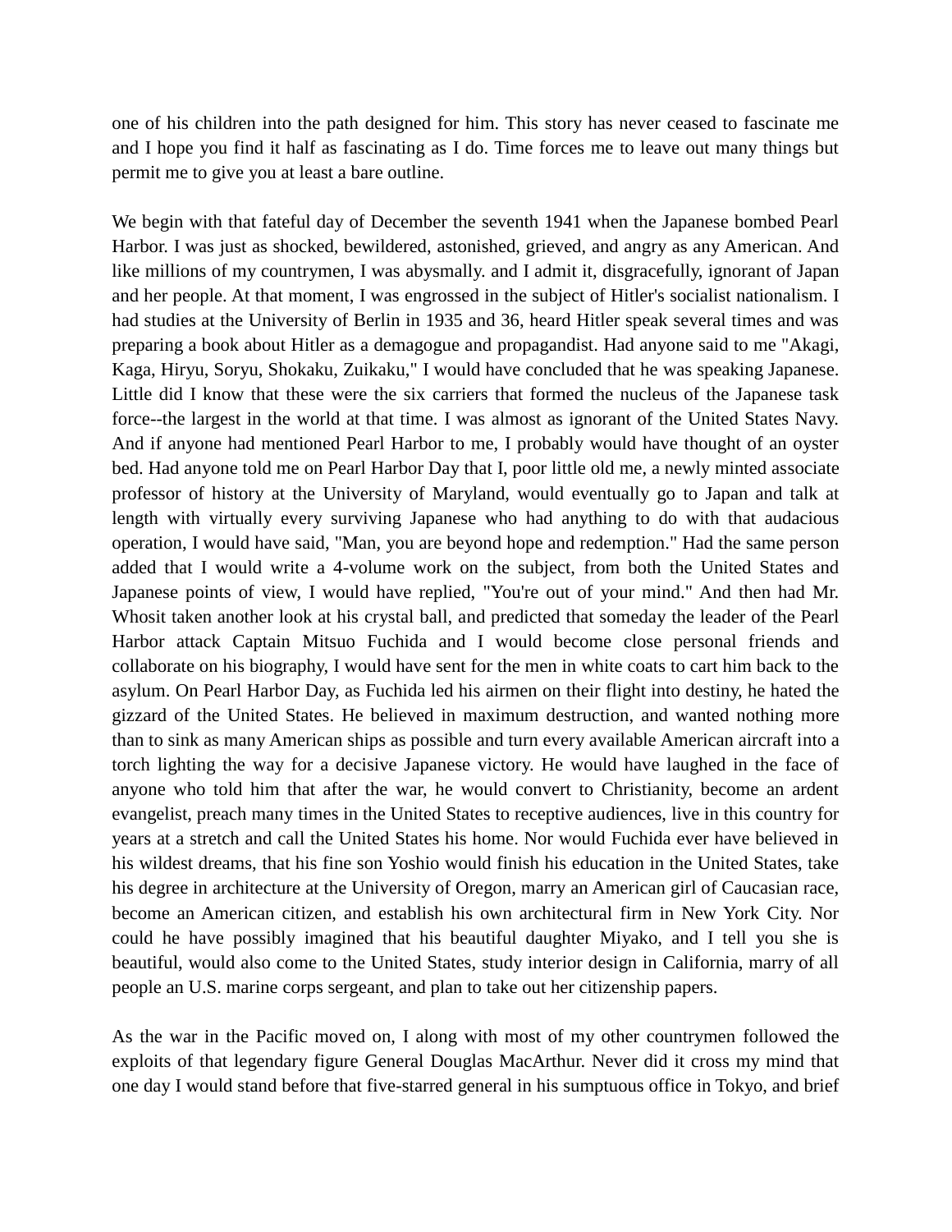one of his children into the path designed for him. This story has never ceased to fascinate me and I hope you find it half as fascinating as I do. Time forces me to leave out many things but permit me to give you at least a bare outline.

We begin with that fateful day of December the seventh 1941 when the Japanese bombed Pearl Harbor. I was just as shocked, bewildered, astonished, grieved, and angry as any American. And like millions of my countrymen, I was abysmally. and I admit it, disgracefully, ignorant of Japan and her people. At that moment, I was engrossed in the subject of Hitler's socialist nationalism. I had studies at the University of Berlin in 1935 and 36, heard Hitler speak several times and was preparing a book about Hitler as a demagogue and propagandist. Had anyone said to me "Akagi, Kaga, Hiryu, Soryu, Shokaku, Zuikaku," I would have concluded that he was speaking Japanese. Little did I know that these were the six carriers that formed the nucleus of the Japanese task force--the largest in the world at that time. I was almost as ignorant of the United States Navy. And if anyone had mentioned Pearl Harbor to me, I probably would have thought of an oyster bed. Had anyone told me on Pearl Harbor Day that I, poor little old me, a newly minted associate professor of history at the University of Maryland, would eventually go to Japan and talk at length with virtually every surviving Japanese who had anything to do with that audacious operation, I would have said, "Man, you are beyond hope and redemption." Had the same person added that I would write a 4-volume work on the subject, from both the United States and Japanese points of view, I would have replied, "You're out of your mind." And then had Mr. Whosit taken another look at his crystal ball, and predicted that someday the leader of the Pearl Harbor attack Captain Mitsuo Fuchida and I would become close personal friends and collaborate on his biography, I would have sent for the men in white coats to cart him back to the asylum. On Pearl Harbor Day, as Fuchida led his airmen on their flight into destiny, he hated the gizzard of the United States. He believed in maximum destruction, and wanted nothing more than to sink as many American ships as possible and turn every available American aircraft into a torch lighting the way for a decisive Japanese victory. He would have laughed in the face of anyone who told him that after the war, he would convert to Christianity, become an ardent evangelist, preach many times in the United States to receptive audiences, live in this country for years at a stretch and call the United States his home. Nor would Fuchida ever have believed in his wildest dreams, that his fine son Yoshio would finish his education in the United States, take his degree in architecture at the University of Oregon, marry an American girl of Caucasian race, become an American citizen, and establish his own architectural firm in New York City. Nor could he have possibly imagined that his beautiful daughter Miyako, and I tell you she is beautiful, would also come to the United States, study interior design in California, marry of all people an U.S. marine corps sergeant, and plan to take out her citizenship papers.

As the war in the Pacific moved on, I along with most of my other countrymen followed the exploits of that legendary figure General Douglas MacArthur. Never did it cross my mind that one day I would stand before that five-starred general in his sumptuous office in Tokyo, and brief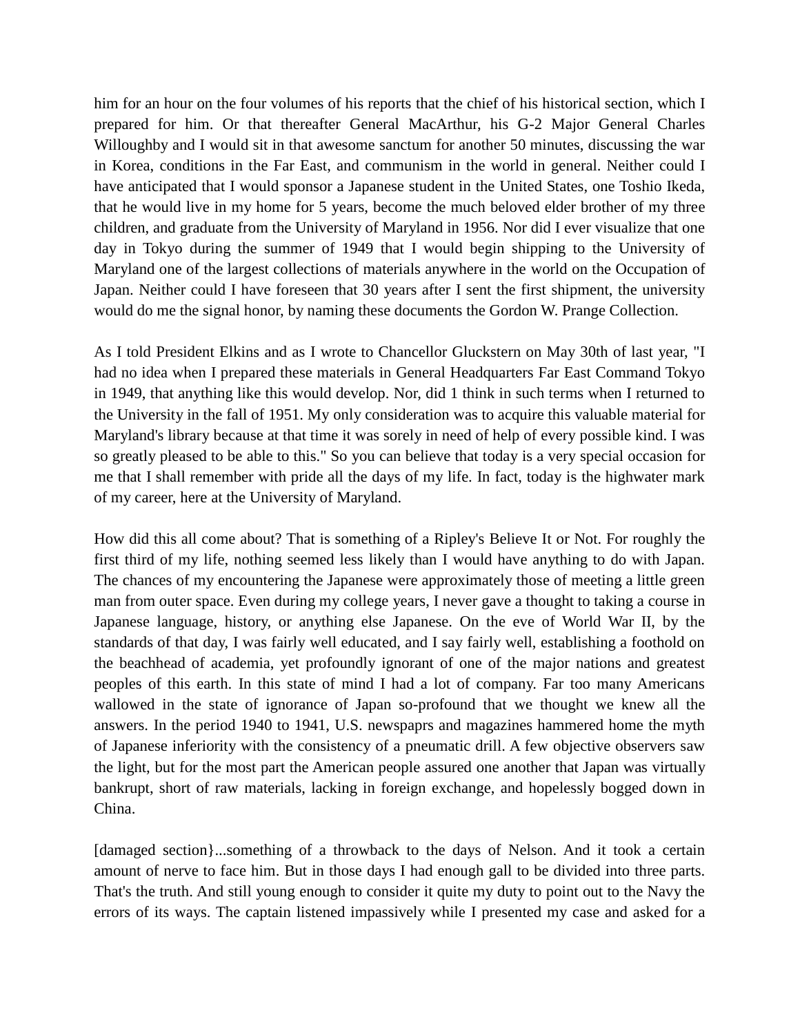him for an hour on the four volumes of his reports that the chief of his historical section, which I prepared for him. Or that thereafter General MacArthur, his G-2 Major General Charles Willoughby and I would sit in that awesome sanctum for another 50 minutes, discussing the war in Korea, conditions in the Far East, and communism in the world in general. Neither could I have anticipated that I would sponsor a Japanese student in the United States, one Toshio Ikeda, that he would live in my home for 5 years, become the much beloved elder brother of my three children, and graduate from the University of Maryland in 1956. Nor did I ever visualize that one day in Tokyo during the summer of 1949 that I would begin shipping to the University of Maryland one of the largest collections of materials anywhere in the world on the Occupation of Japan. Neither could I have foreseen that 30 years after I sent the first shipment, the university would do me the signal honor, by naming these documents the Gordon W. Prange Collection.

As I told President Elkins and as I wrote to Chancellor Gluckstern on May 30th of last year, "I had no idea when I prepared these materials in General Headquarters Far East Command Tokyo in 1949, that anything like this would develop. Nor, did 1 think in such terms when I returned to the University in the fall of 1951. My only consideration was to acquire this valuable material for Maryland's library because at that time it was sorely in need of help of every possible kind. I was so greatly pleased to be able to this." So you can believe that today is a very special occasion for me that I shall remember with pride all the days of my life. In fact, today is the highwater mark of my career, here at the University of Maryland.

How did this all come about? That is something of a Ripley's Believe It or Not. For roughly the first third of my life, nothing seemed less likely than I would have anything to do with Japan. The chances of my encountering the Japanese were approximately those of meeting a little green man from outer space. Even during my college years, I never gave a thought to taking a course in Japanese language, history, or anything else Japanese. On the eve of World War II, by the standards of that day, I was fairly well educated, and I say fairly well, establishing a foothold on the beachhead of academia, yet profoundly ignorant of one of the major nations and greatest peoples of this earth. In this state of mind I had a lot of company. Far too many Americans wallowed in the state of ignorance of Japan so-profound that we thought we knew all the answers. In the period 1940 to 1941, U.S. newspaprs and magazines hammered home the myth of Japanese inferiority with the consistency of a pneumatic drill. A few objective observers saw the light, but for the most part the American people assured one another that Japan was virtually bankrupt, short of raw materials, lacking in foreign exchange, and hopelessly bogged down in China.

[damaged section}...something of a throwback to the days of Nelson. And it took a certain amount of nerve to face him. But in those days I had enough gall to be divided into three parts. That's the truth. And still young enough to consider it quite my duty to point out to the Navy the errors of its ways. The captain listened impassively while I presented my case and asked for a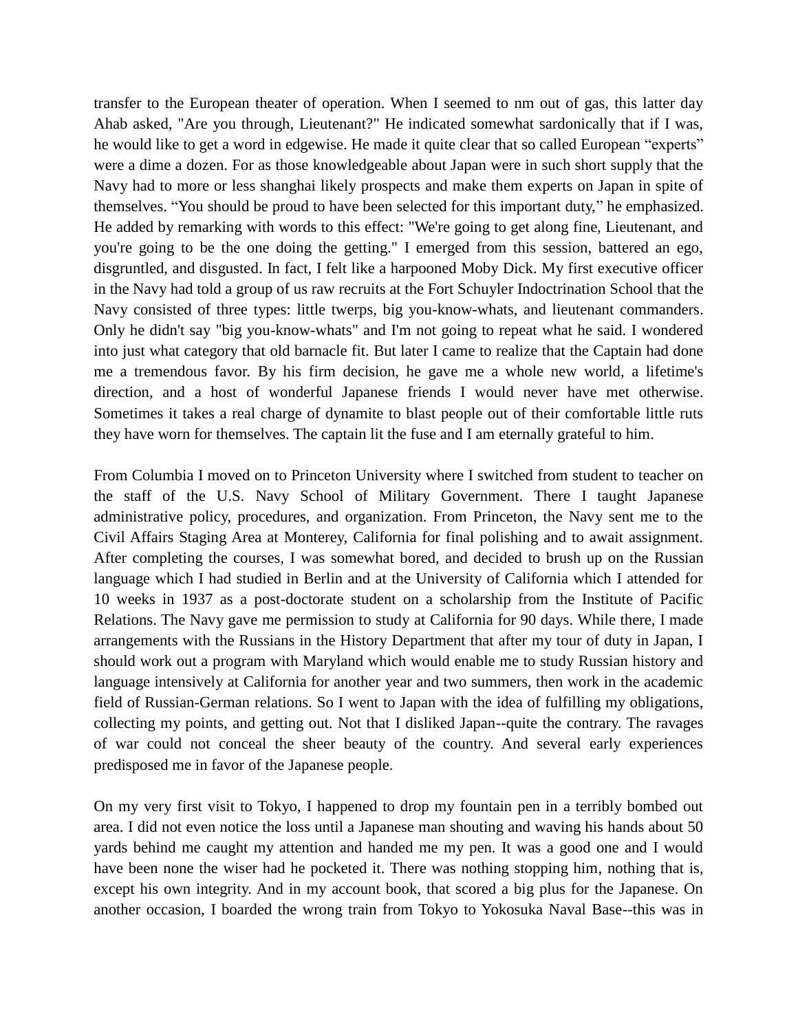transfer to the European theater of operation. When I seemed to nm out of gas, this latter day Ahab asked, "Are you through, Lieutenant?" He indicated somewhat sardonically that if I was, he would like to get a word in edgewise. He made it quite clear that so called European “experts” were a dime a dozen. For as those knowledgeable about Japan were in such short supply that the Navy had to more or less shanghai likely prospects and make them experts on Japan in spite of themselves. “You should be proud to have been selected for this important duty,” he emphasized. He added by remarking with words to this effect: "We're going to get along fine, Lieutenant, and you're going to be the one doing the getting." I emerged from this session, battered an ego, disgruntled, and disgusted. In fact, I felt like a harpooned Moby Dick. My first executive officer in the Navy had told a group of us raw recruits at the Fort Schuyler Indoctrination School that the Navy consisted of three types: little twerps, big you-know-whats, and lieutenant commanders. Only he didn't say "big you-know-whats" and I'm not going to repeat what he said. I wondered into just what category that old barnacle fit. But later I came to realize that the Captain had done me a tremendous favor. By his firm decision, he gave me a whole new world, a lifetime's direction, and a host of wonderful Japanese friends I would never have met otherwise. Sometimes it takes a real charge of dynamite to blast people out of their comfortable little ruts they have worn for themselves. The captain lit the fuse and I am eternally grateful to him.

From Columbia I moved on to Princeton University where I switched from student to teacher on the staff of the U.S. Navy School of Military Government. There I taught Japanese administrative policy, procedures, and organization. From Princeton, the Navy sent me to the Civil Affairs Staging Area at Monterey, California for final polishing and to await assignment. After completing the courses, I was somewhat bored, and decided to brush up on the Russian language which I had studied in Berlin and at the University of California which I attended for 10 weeks in 1937 as a post-doctorate student on a scholarship from the Institute of Pacific Relations. The Navy gave me permission to study at California for 90 days. While there, I made arrangements with the Russians in the History Department that after my tour of duty in Japan, I should work out a program with Maryland which would enable me to study Russian history and language intensively at California for another year and two summers, then work in the academic field of Russian-German relations. So I went to Japan with the idea of fulfilling my obligations, collecting my points, and getting out. Not that I disliked Japan--quite the contrary. The ravages of war could not conceal the sheer beauty of the country. And several early experiences predisposed me in favor of the Japanese people.

On my very first visit to Tokyo, I happened to drop my fountain pen in a terribly bombed out area. I did not even notice the loss until a Japanese man shouting and waving his hands about 50 yards behind me caught my attention and handed me my pen. It was a good one and I would have been none the wiser had he pocketed it. There was nothing stopping him, nothing that is, except his own integrity. And in my account book, that scored a big plus for the Japanese. On another occasion, I boarded the wrong train from Tokyo to Yokosuka Naval Base--this was in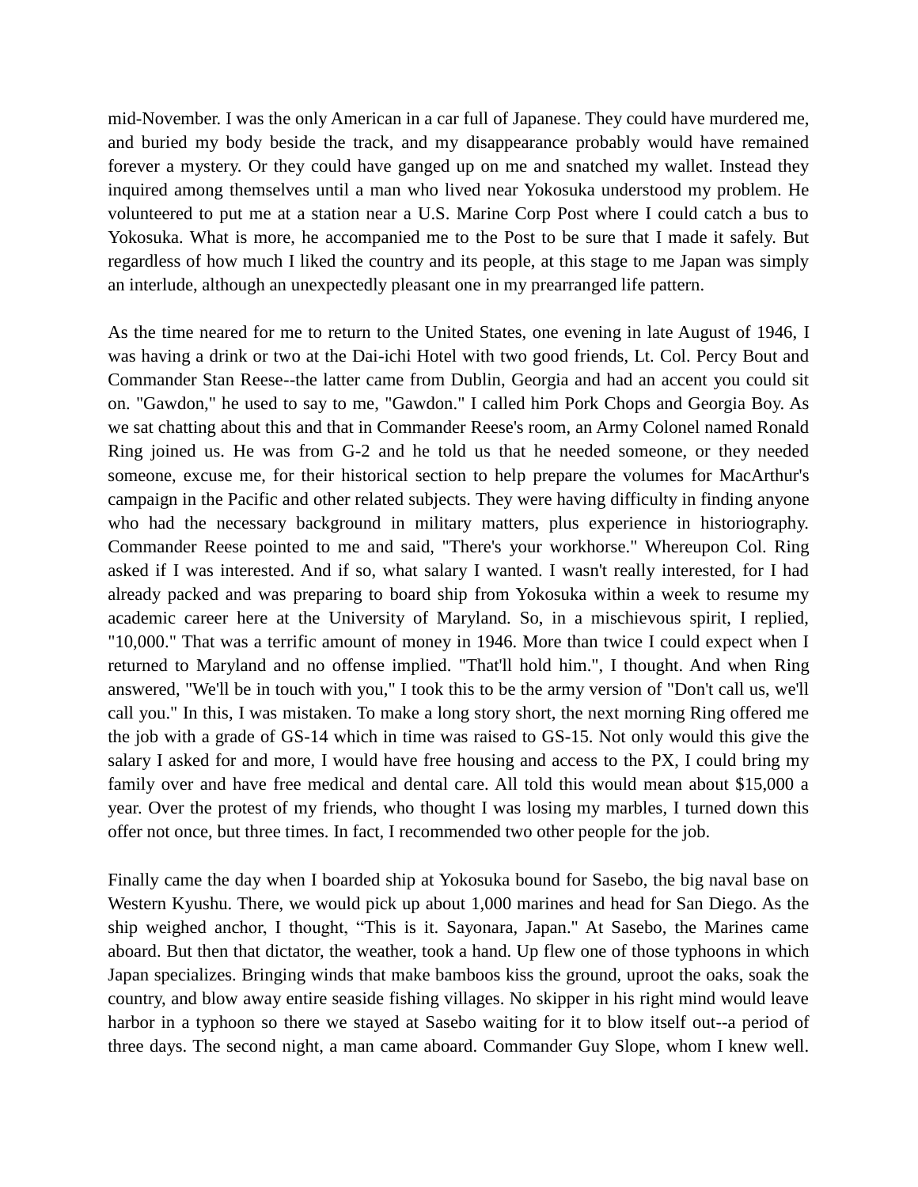mid-November. I was the only American in a car full of Japanese. They could have murdered me, and buried my body beside the track, and my disappearance probably would have remained forever a mystery. Or they could have ganged up on me and snatched my wallet. Instead they inquired among themselves until a man who lived near Yokosuka understood my problem. He volunteered to put me at a station near a U.S. Marine Corp Post where I could catch a bus to Yokosuka. What is more, he accompanied me to the Post to be sure that I made it safely. But regardless of how much I liked the country and its people, at this stage to me Japan was simply an interlude, although an unexpectedly pleasant one in my prearranged life pattern.

As the time neared for me to return to the United States, one evening in late August of 1946, I was having a drink or two at the Dai-ichi Hotel with two good friends, Lt. Col. Percy Bout and Commander Stan Reese--the latter came from Dublin, Georgia and had an accent you could sit on. "Gawdon," he used to say to me, "Gawdon." I called him Pork Chops and Georgia Boy. As we sat chatting about this and that in Commander Reese's room, an Army Colonel named Ronald Ring joined us. He was from G-2 and he told us that he needed someone, or they needed someone, excuse me, for their historical section to help prepare the volumes for MacArthur's campaign in the Pacific and other related subjects. They were having difficulty in finding anyone who had the necessary background in military matters, plus experience in historiography. Commander Reese pointed to me and said, "There's your workhorse." Whereupon Col. Ring asked if I was interested. And if so, what salary I wanted. I wasn't really interested, for I had already packed and was preparing to board ship from Yokosuka within a week to resume my academic career here at the University of Maryland. So, in a mischievous spirit, I replied, "10,000." That was a terrific amount of money in 1946. More than twice I could expect when I returned to Maryland and no offense implied. "That'll hold him.", I thought. And when Ring answered, "We'll be in touch with you," I took this to be the army version of "Don't call us, we'll call you." In this, I was mistaken. To make a long story short, the next morning Ring offered me the job with a grade of GS-14 which in time was raised to GS-15. Not only would this give the salary I asked for and more, I would have free housing and access to the PX, I could bring my family over and have free medical and dental care. All told this would mean about $15,000 a year. Over the protest of my friends, who thought I was losing my marbles, I turned down this offer not once, but three times. In fact, I recommended two other people for the job.

Finally came the day when I boarded ship at Yokosuka bound for Sasebo, the big naval base on Western Kyushu. There, we would pick up about 1,000 marines and head for San Diego. As the ship weighed anchor, I thought, "This is it. Sayonara, Japan." At Sasebo, the Marines came aboard. But then that dictator, the weather, took a hand. Up flew one of those typhoons in which Japan specializes. Bringing winds that make bamboos kiss the ground, uproot the oaks, soak the country, and blow away entire seaside fishing villages. No skipper in his right mind would leave harbor in a typhoon so there we stayed at Sasebo waiting for it to blow itself out--a period of three days. The second night, a man came aboard. Commander Guy Slope, whom I knew well.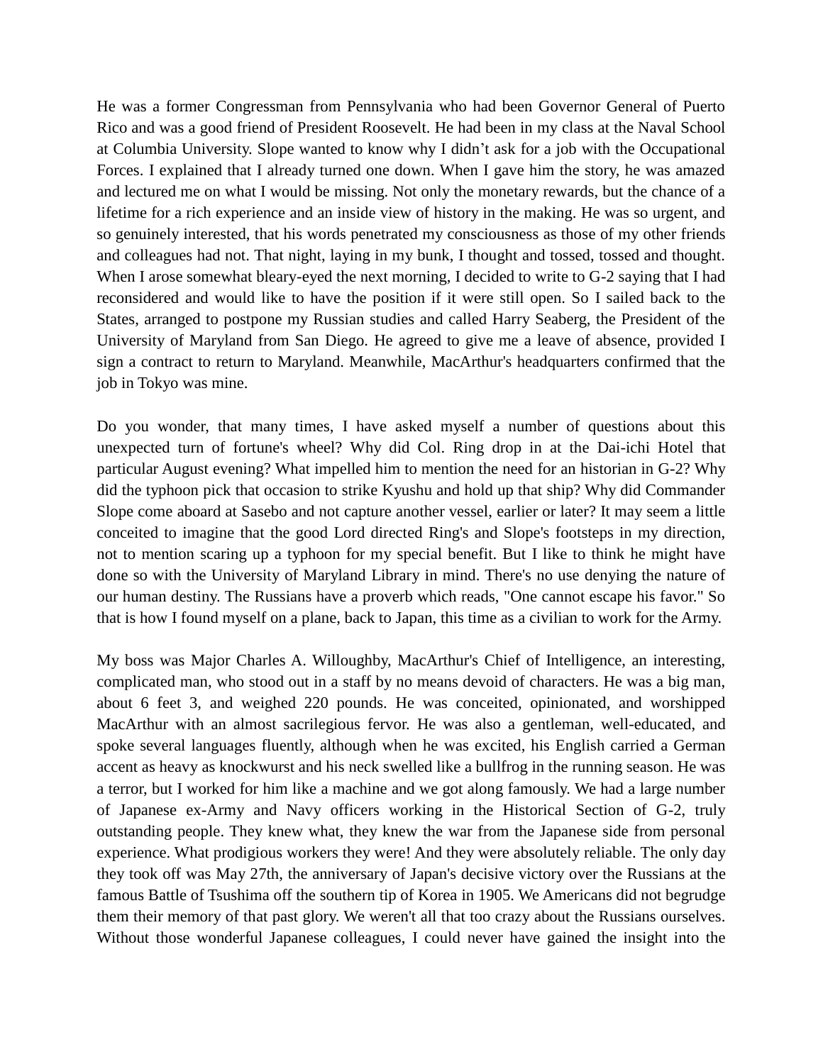He was a former Congressman from Pennsylvania who had been Governor General of Puerto Rico and was a good friend of President Roosevelt. He had been in my class at the Naval School at Columbia University. Slope wanted to know why I didn't ask for a job with the Occupational Forces. I explained that I already turned one down. When I gave him the story, he was amazed and lectured me on what I would be missing. Not only the monetary rewards, but the chance of a lifetime for a rich experience and an inside view of history in the making. He was so urgent, and so genuinely interested, that his words penetrated my consciousness as those of my other friends and colleagues had not. That night, laying in my bunk, I thought and tossed, tossed and thought. When I arose somewhat bleary-eyed the next morning, I decided to write to G-2 saying that I had reconsidered and would like to have the position if it were still open. So I sailed back to the States, arranged to postpone my Russian studies and called Harry Seaberg, the President of the University of Maryland from San Diego. He agreed to give me a leave of absence, provided I sign a contract to return to Maryland. Meanwhile, MacArthur's headquarters confirmed that the job in Tokyo was mine.

Do you wonder, that many times, I have asked myself a number of questions about this unexpected turn of fortune's wheel? Why did Col. Ring drop in at the Dai-ichi Hotel that particular August evening? What impelled him to mention the need for an historian in G-2? Why did the typhoon pick that occasion to strike Kyushu and hold up that ship? Why did Commander Slope come aboard at Sasebo and not capture another vessel, earlier or later? It may seem a little conceited to imagine that the good Lord directed Ring's and Slope's footsteps in my direction, not to mention scaring up a typhoon for my special benefit. But I like to think he might have done so with the University of Maryland Library in mind. There's no use denying the nature of our human destiny. The Russians have a proverb which reads, "One cannot escape his favor." So that is how I found myself on a plane, back to Japan, this time as a civilian to work for the Army.

My boss was Major Charles A. Willoughby, MacArthur's Chief of Intelligence, an interesting, complicated man, who stood out in a staff by no means devoid of characters. He was a big man, about 6 feet 3, and weighed 220 pounds. He was conceited, opinionated, and worshipped MacArthur with an almost sacrilegious fervor. He was also a gentleman, well-educated, and spoke several languages fluently, although when he was excited, his English carried a German accent as heavy as knockwurst and his neck swelled like a bullfrog in the running season. He was a terror, but I worked for him like a machine and we got along famously. We had a large number of Japanese ex-Army and Navy officers working in the Historical Section of G-2, truly outstanding people. They knew what, they knew the war from the Japanese side from personal experience. What prodigious workers they were! And they were absolutely reliable. The only day they took off was May 27th, the anniversary of Japan's decisive victory over the Russians at the famous Battle of Tsushima off the southern tip of Korea in 1905. We Americans did not begrudge them their memory of that past glory. We weren't all that too crazy about the Russians ourselves. Without those wonderful Japanese colleagues, I could never have gained the insight into the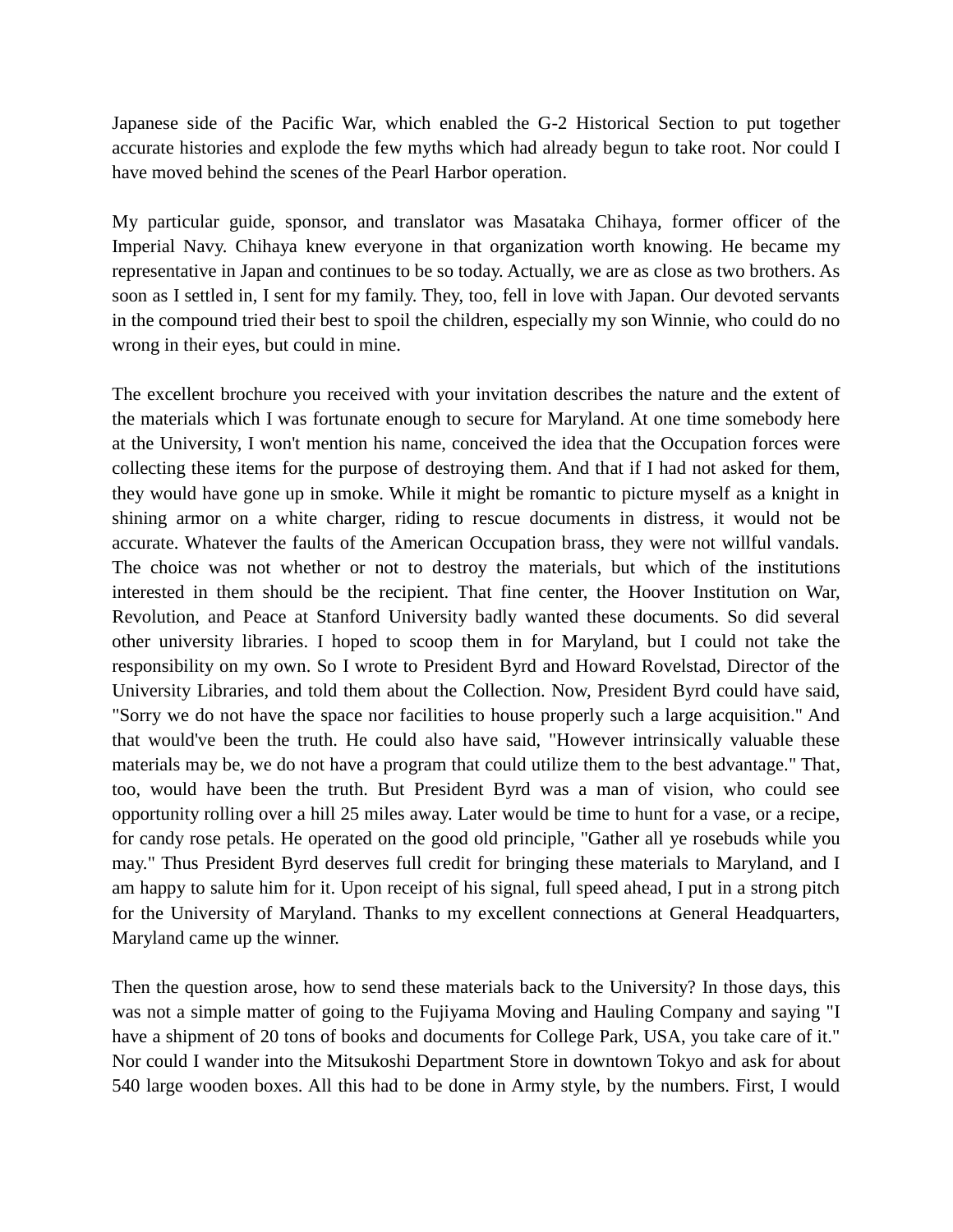Japanese side of the Pacific War, which enabled the G-2 Historical Section to put together accurate histories and explode the few myths which had already begun to take root. Nor could I have moved behind the scenes of the Pearl Harbor operation.

My particular guide, sponsor, and translator was Masataka Chihaya, former officer of the Imperial Navy. Chihaya knew everyone in that organization worth knowing. He became my representative in Japan and continues to be so today. Actually, we are as close as two brothers. As soon as I settled in, I sent for my family. They, too, fell in love with Japan. Our devoted servants in the compound tried their best to spoil the children, especially my son Winnie, who could do no wrong in their eyes, but could in mine.

The excellent brochure you received with your invitation describes the nature and the extent of the materials which I was fortunate enough to secure for Maryland. At one time somebody here at the University, I won't mention his name, conceived the idea that the Occupation forces were collecting these items for the purpose of destroying them. And that if I had not asked for them, they would have gone up in smoke. While it might be romantic to picture myself as a knight in shining armor on a white charger, riding to rescue documents in distress, it would not be accurate. Whatever the faults of the American Occupation brass, they were not willful vandals. The choice was not whether or not to destroy the materials, but which of the institutions interested in them should be the recipient. That fine center, the Hoover Institution on War, Revolution, and Peace at Stanford University badly wanted these documents. So did several other university libraries. I hoped to scoop them in for Maryland, but I could not take the responsibility on my own. So I wrote to President Byrd and Howard Rovelstad, Director of the University Libraries, and told them about the Collection. Now, President Byrd could have said, "Sorry we do not have the space nor facilities to house properly such a large acquisition." And that would've been the truth. He could also have said, "However intrinsically valuable these materials may be, we do not have a program that could utilize them to the best advantage." That, too, would have been the truth. But President Byrd was a man of vision, who could see opportunity rolling over a hill 25 miles away. Later would be time to hunt for a vase, or a recipe, for candy rose petals. He operated on the good old principle, "Gather all ye rosebuds while you may." Thus President Byrd deserves full credit for bringing these materials to Maryland, and I am happy to salute him for it. Upon receipt of his signal, full speed ahead, I put in a strong pitch for the University of Maryland. Thanks to my excellent connections at General Headquarters, Maryland came up the winner.

Then the question arose, how to send these materials back to the University? In those days, this was not a simple matter of going to the Fujiyama Moving and Hauling Company and saying "I have a shipment of 20 tons of books and documents for College Park, USA, you take care of it." Nor could I wander into the Mitsukoshi Department Store in downtown Tokyo and ask for about 540 large wooden boxes. All this had to be done in Army style, by the numbers. First, I would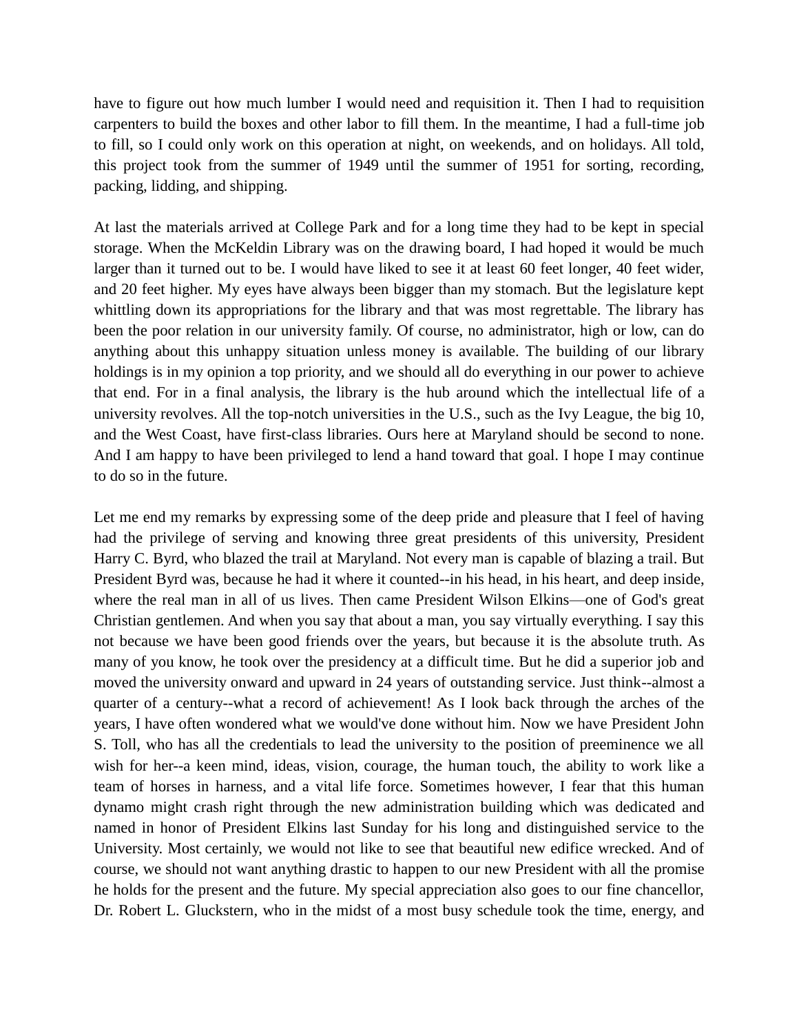have to figure out how much lumber I would need and requisition it. Then I had to requisition carpenters to build the boxes and other labor to fill them. In the meantime, I had a full-time job to fill, so I could only work on this operation at night, on weekends, and on holidays. All told, this project took from the summer of 1949 until the summer of 1951 for sorting, recording, packing, lidding, and shipping.

At last the materials arrived at College Park and for a long time they had to be kept in special storage. When the McKeldin Library was on the drawing board, I had hoped it would be much larger than it turned out to be. I would have liked to see it at least 60 feet longer, 40 feet wider, and 20 feet higher. My eyes have always been bigger than my stomach. But the legislature kept whittling down its appropriations for the library and that was most regrettable. The library has been the poor relation in our university family. Of course, no administrator, high or low, can do anything about this unhappy situation unless money is available. The building of our library holdings is in my opinion a top priority, and we should all do everything in our power to achieve that end. For in a final analysis, the library is the hub around which the intellectual life of a university revolves. All the top-notch universities in the U.S., such as the Ivy League, the big 10, and the West Coast, have first-class libraries. Ours here at Maryland should be second to none. And I am happy to have been privileged to lend a hand toward that goal. I hope I may continue to do so in the future.

Let me end my remarks by expressing some of the deep pride and pleasure that I feel of having had the privilege of serving and knowing three great presidents of this university, President Harry C. Byrd, who blazed the trail at Maryland. Not every man is capable of blazing a trail. But President Byrd was, because he had it where it counted--in his head, in his heart, and deep inside, where the real man in all of us lives. Then came President Wilson Elkins—one of God's great Christian gentlemen. And when you say that about a man, you say virtually everything. I say this not because we have been good friends over the years, but because it is the absolute truth. As many of you know, he took over the presidency at a difficult time. But he did a superior job and moved the university onward and upward in 24 years of outstanding service. Just think--almost a quarter of a century--what a record of achievement! As I look back through the arches of the years, I have often wondered what we would've done without him. Now we have President John S. Toll, who has all the credentials to lead the university to the position of preeminence we all wish for her--a keen mind, ideas, vision, courage, the human touch, the ability to work like a team of horses in harness, and a vital life force. Sometimes however, I fear that this human dynamo might crash right through the new administration building which was dedicated and named in honor of President Elkins last Sunday for his long and distinguished service to the University. Most certainly, we would not like to see that beautiful new edifice wrecked. And of course, we should not want anything drastic to happen to our new President with all the promise he holds for the present and the future. My special appreciation also goes to our fine chancellor, Dr. Robert L. Gluckstern, who in the midst of a most busy schedule took the time, energy, and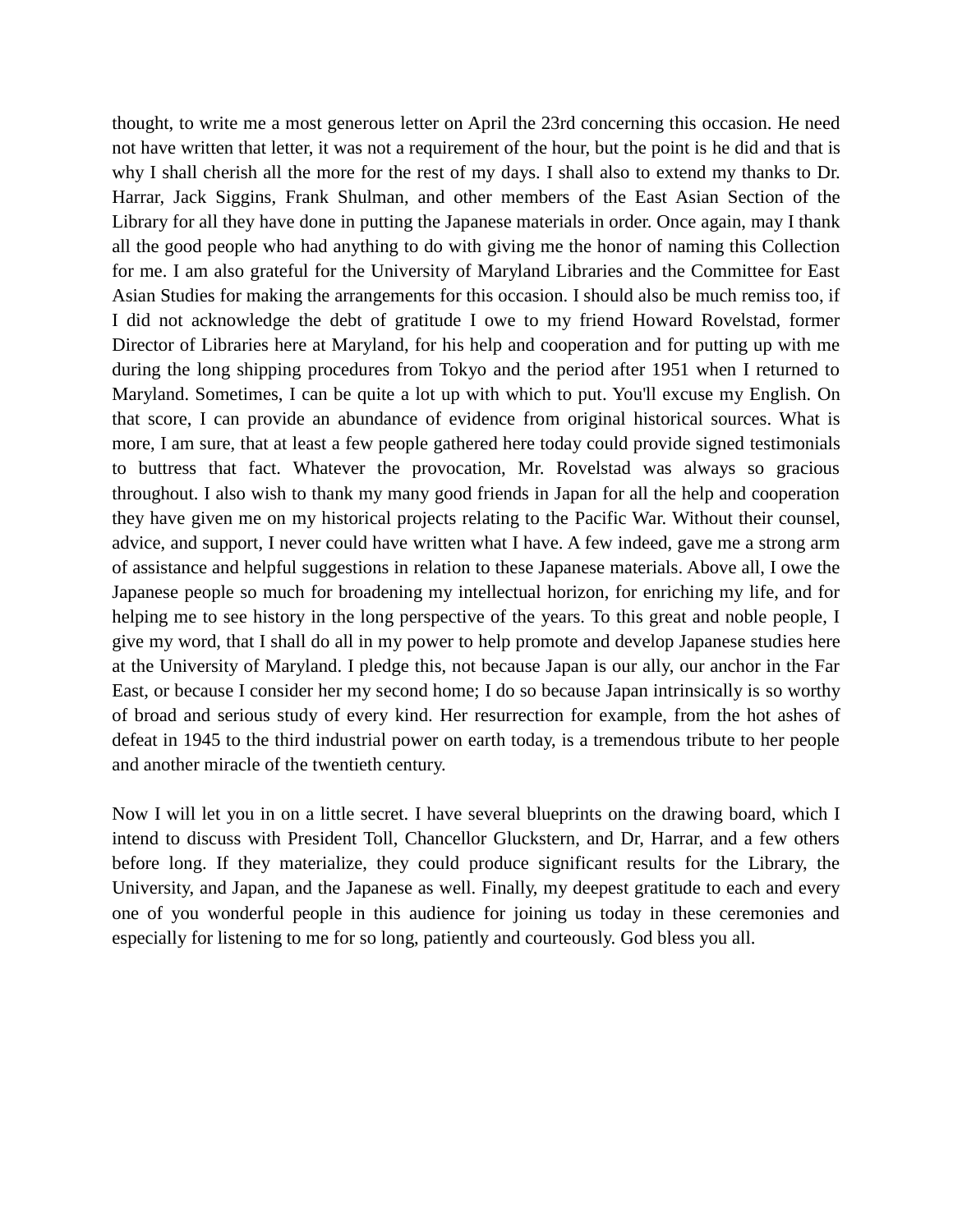thought, to write me a most generous letter on April the 23rd concerning this occasion. He need not have written that letter, it was not a requirement of the hour, but the point is he did and that is why I shall cherish all the more for the rest of my days. I shall also to extend my thanks to Dr. Harrar, Jack Siggins, Frank Shulman, and other members of the East Asian Section of the Library for all they have done in putting the Japanese materials in order. Once again, may I thank all the good people who had anything to do with giving me the honor of naming this Collection for me. I am also grateful for the University of Maryland Libraries and the Committee for East Asian Studies for making the arrangements for this occasion. I should also be much remiss too, if I did not acknowledge the debt of gratitude I owe to my friend Howard Rovelstad, former Director of Libraries here at Maryland, for his help and cooperation and for putting up with me during the long shipping procedures from Tokyo and the period after 1951 when I returned to Maryland. Sometimes, I can be quite a lot up with which to put. You'll excuse my English. On that score, I can provide an abundance of evidence from original historical sources. What is more, I am sure, that at least a few people gathered here today could provide signed testimonials to buttress that fact. Whatever the provocation, Mr. Rovelstad was always so gracious throughout. I also wish to thank my many good friends in Japan for all the help and cooperation they have given me on my historical projects relating to the Pacific War. Without their counsel, advice, and support, I never could have written what I have. A few indeed, gave me a strong arm of assistance and helpful suggestions in relation to these Japanese materials. Above all, I owe the Japanese people so much for broadening my intellectual horizon, for enriching my life, and for helping me to see history in the long perspective of the years. To this great and noble people, I give my word, that I shall do all in my power to help promote and develop Japanese studies here at the University of Maryland. I pledge this, not because Japan is our ally, our anchor in the Far East, or because I consider her my second home; I do so because Japan intrinsically is so worthy of broad and serious study of every kind. Her resurrection for example, from the hot ashes of defeat in 1945 to the third industrial power on earth today, is a tremendous tribute to her people and another miracle of the twentieth century.

Now I will let you in on a little secret. I have several blueprints on the drawing board, which I intend to discuss with President Toll, Chancellor Gluckstern, and Dr, Harrar, and a few others before long. If they materialize, they could produce significant results for the Library, the University, and Japan, and the Japanese as well. Finally, my deepest gratitude to each and every one of you wonderful people in this audience for joining us today in these ceremonies and especially for listening to me for so long, patiently and courteously. God bless you all.